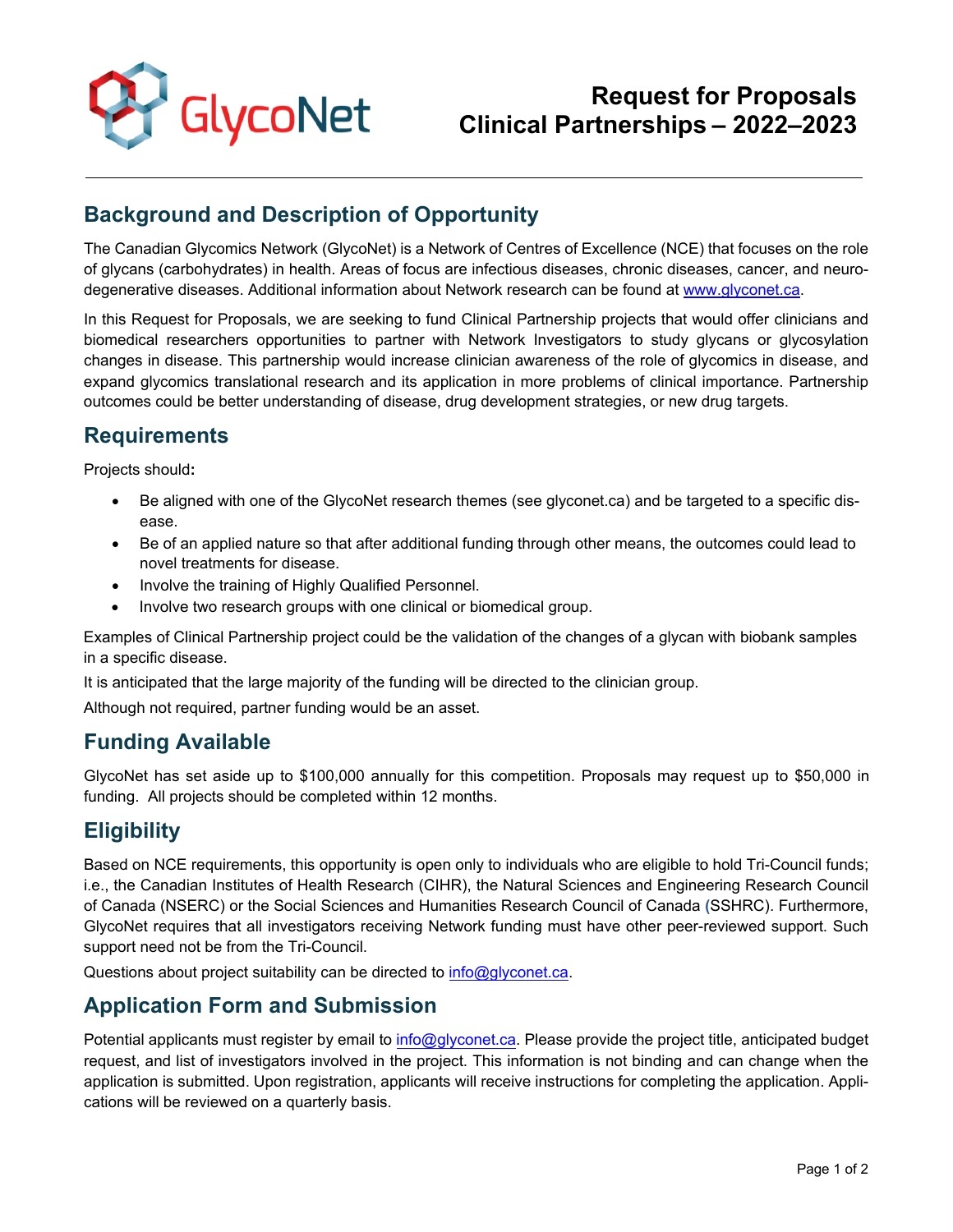GlycoNet

# Request for Proposals
# Clinical Partnerships – 2022–2023

## Background and Description of Opportunity

The Canadian Glycomics Network (GlycoNet) is a Network of Centres of Excellence (NCE) that focuses on the role of glycans (carbohydrates) in health. Areas of focus are infectious diseases, chronic diseases, cancer, and neuro-degenerative diseases. Additional information about Network research can be found at [www.glyconet.ca](http://www.glyconet.ca).

In this Request for Proposals, we are seeking to fund Clinical Partnership projects that would offer clinicians and biomedical researchers opportunities to partner with Network Investigators to study glycans or glycosylation changes in disease. This partnership would increase clinician awareness of the role of glycomics in disease, and expand glycomics translational research and its application in more problems of clinical importance. Partnership outcomes could be better understanding of disease, drug development strategies, or new drug targets.

## Requirements

Projects should**:**

- Be aligned with one of the GlycoNet research themes (see glyconet.ca) and be targeted to a specific disease.
- Be of an applied nature so that after additional funding through other means, the outcomes could lead to novel treatments for disease.
- Involve the training of Highly Qualified Personnel.
- Involve two research groups with one clinical or biomedical group.

Examples of Clinical Partnership project could be the validation of the changes of a glycan with biobank samples in a specific disease.

It is anticipated that the large majority of the funding will be directed to the clinician group.

Although not required, partner funding would be an asset.

## Funding Available

GlycoNet has set aside up to $100,000 annually for this competition. Proposals may request up to $50,000 in funding. All projects should be completed within 12 months.

## Eligibility

Based on NCE requirements, this opportunity is open only to individuals who are eligible to hold Tri-Council funds; i.e., the Canadian Institutes of Health Research (CIHR), the Natural Sciences and Engineering Research Council of Canada (NSERC) or the Social Sciences and Humanities Research Council of Canada (SSHRC). Furthermore, GlycoNet requires that all investigators receiving Network funding must have other peer-reviewed support. Such support need not be from the Tri-Council.

Questions about project suitability can be directed to [info@glyconet.ca](mailto:info@glyconet.ca).

## Application Form and Submission

Potential applicants must register by email to [info@glyconet.ca](mailto:info@glyconet.ca). Please provide the project title, anticipated budget request, and list of investigators involved in the project. This information is not binding and can change when the application is submitted. Upon registration, applicants will receive instructions for completing the application. Applications will be reviewed on a quarterly basis.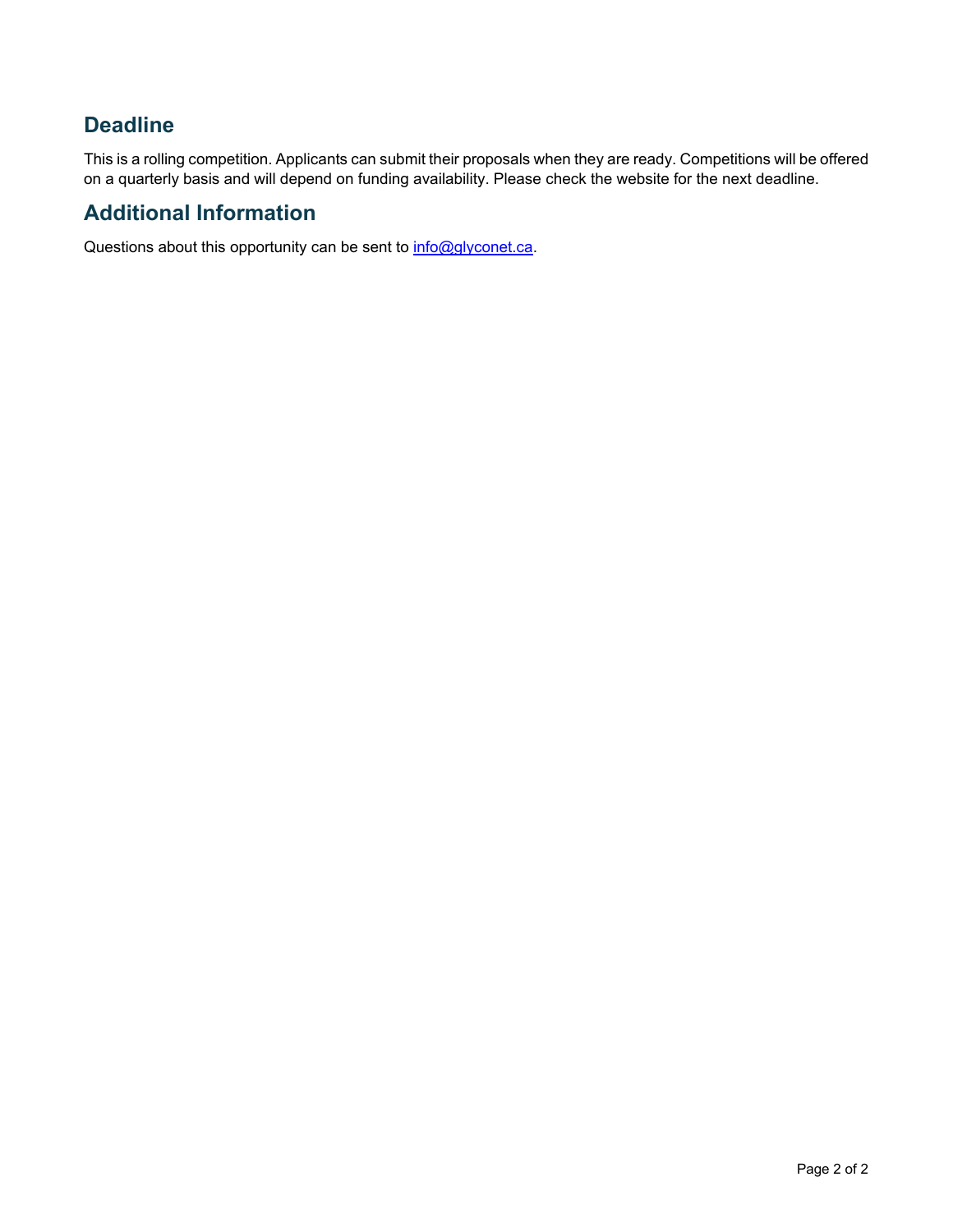## Deadline

This is a rolling competition. Applicants can submit their proposals when they are ready. Competitions will be offered on a quarterly basis and will depend on funding availability. Please check the website for the next deadline.

## Additional Information

Questions about this opportunity can be sent to info@glyconet.ca.